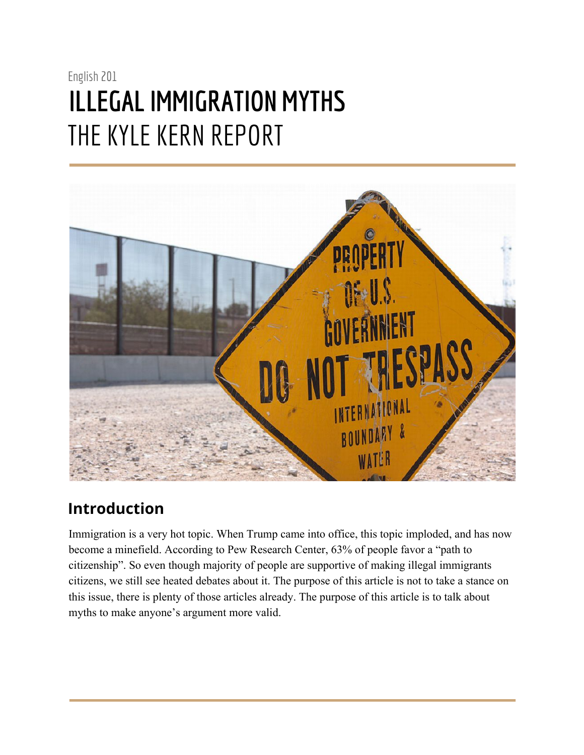English 201

# ILLEGAL IMMIGRATION MYTHS

# THE KYLE KERN REPORT

## Introduction

Immigration is a very hot topic. When Trump came into office, this topic imploded, and has now become a minefield. According to Pew Research Center, 63% of people favor a "path to citizenship". So even though majority of people are supportive of making illegal immigrants citizens, we still see heated debates about it. The purpose of this article is not to take a stance on this issue, there is plenty of those articles already. The purpose of this article is to talk about myths to make anyone's argument more valid.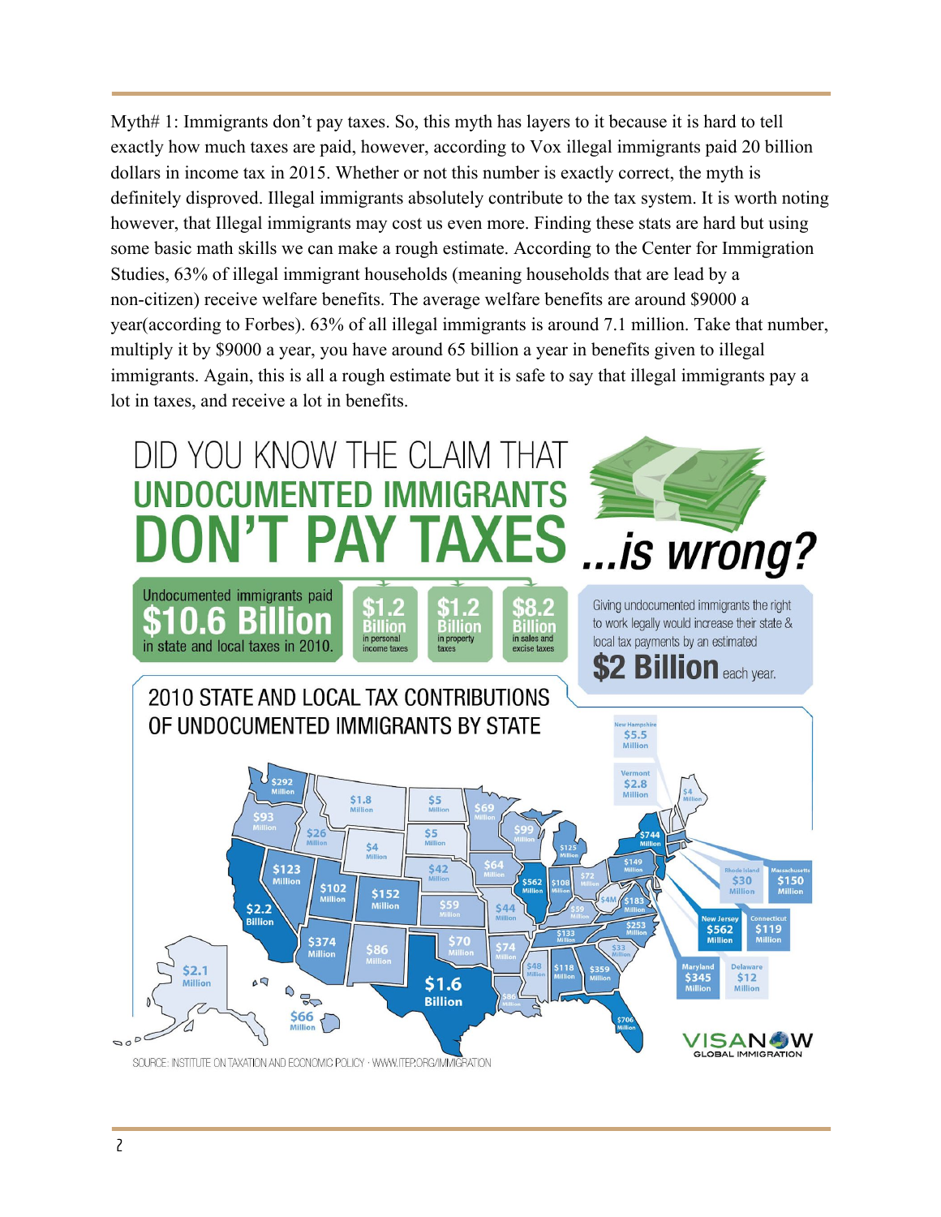Myth# 1: Immigrants don't pay taxes. So, this myth has layers to it because it is hard to tell exactly how much taxes are paid, however, according to Vox illegal immigrants paid 20 billion dollars in income tax in 2015. Whether or not this number is exactly correct, the myth is definitely disproved. Illegal immigrants absolutely contribute to the tax system. It is worth noting however, that Illegal immigrants may cost us even more. Finding these stats are hard but using some basic math skills we can make a rough estimate. According to the Center for Immigration Studies, 63% of illegal immigrant households (meaning households that are lead by a non-citizen) receive welfare benefits. The average welfare benefits are around $9000 a year(according to Forbes). 63% of all illegal immigrants is around 7.1 million. Take that number, multiply it by $9000 a year, you have around 65 billion a year in benefits given to illegal immigrants. Again, this is all a rough estimate but it is safe to say that illegal immigrants pay a lot in taxes, and receive a lot in benefits.

# DID YOU KNOW THE CLAIM THAT UNDOCUMENTED IMMIGRANTS DON'T PAY TAXES ...is wrong?

Undocumented immigrants paid **$10.6 Billion** in state and local taxes in 2010.

- **$1.2 Billion** in personal income taxes
- **$1.2 Billion** in property taxes
- **$8.2 Billion** in sales and excise taxes

Giving undocumented immigrants the right to work legally would increase their state & local tax payments by an estimated **$2 Billion** each year.

## 2010 STATE AND LOCAL TAX CONTRIBUTIONS OF UNDOCUMENTED IMMIGRANTS BY STATE

| State | Contribution |
| --- | --- |
| Washington | $292 Million |
| Oregon | $93 Million |
| California | $2.2 Billion |
| Idaho | $26 Million |
| Nevada | $123 Million |
| Montana | $1.8 Million |
| Wyoming | $4 Million |
| Utah | $102 Million |
| Arizona | $374 Million |
| Colorado | $152 Million |
| New Mexico | $86 Million |
| North Dakota | $5 Million |
| South Dakota | $5 Million |
| Nebraska | $42 Million |
| Kansas | $59 Million |
| Oklahoma | $70 Million |
| Texas | $1.6 Billion |
| Minnesota | $69 Million |
| Iowa | $64 Million |
| Missouri | $44 Million |
| Arkansas | $74 Million |
| Louisiana | $86 Million |
| Wisconsin | $99 Million |
| Illinois | $562 Million |
| Michigan | $125 Million |
| Indiana | $108 Million |
| Ohio | $72 Million |
| Kentucky | $59 Million |
| Tennessee | $133 Million |
| Mississippi | $48 Million |
| Alabama | $118 Million |
| Georgia | $359 Million |
| Florida | $706 Million |
| South Carolina | $33 Million |
| North Carolina | $253 Million |
| Virginia | $183 Million |
| West Virginia | $4M |
| Pennsylvania | $149 Million |
| New York | $744 Million |
| Maine | $4 Million |
| New Hampshire | $5.5 Million |
| Vermont | $2.8 Million |
| Rhode Island | $30 Million |
| Massachusetts | $150 Million |
| New Jersey | $562 Million |
| Connecticut | $119 Million |
| Maryland | $345 Million |
| Delaware | $12 Million |
| Alaska | $2.1 Million |
| Hawaii | $66 Million |

SOURCE: INSTITUTE ON TAXATION AND ECONOMIC POLICY · WWW.ITEP.ORG/IMMIGRATION

VISANOW GLOBAL IMMIGRATION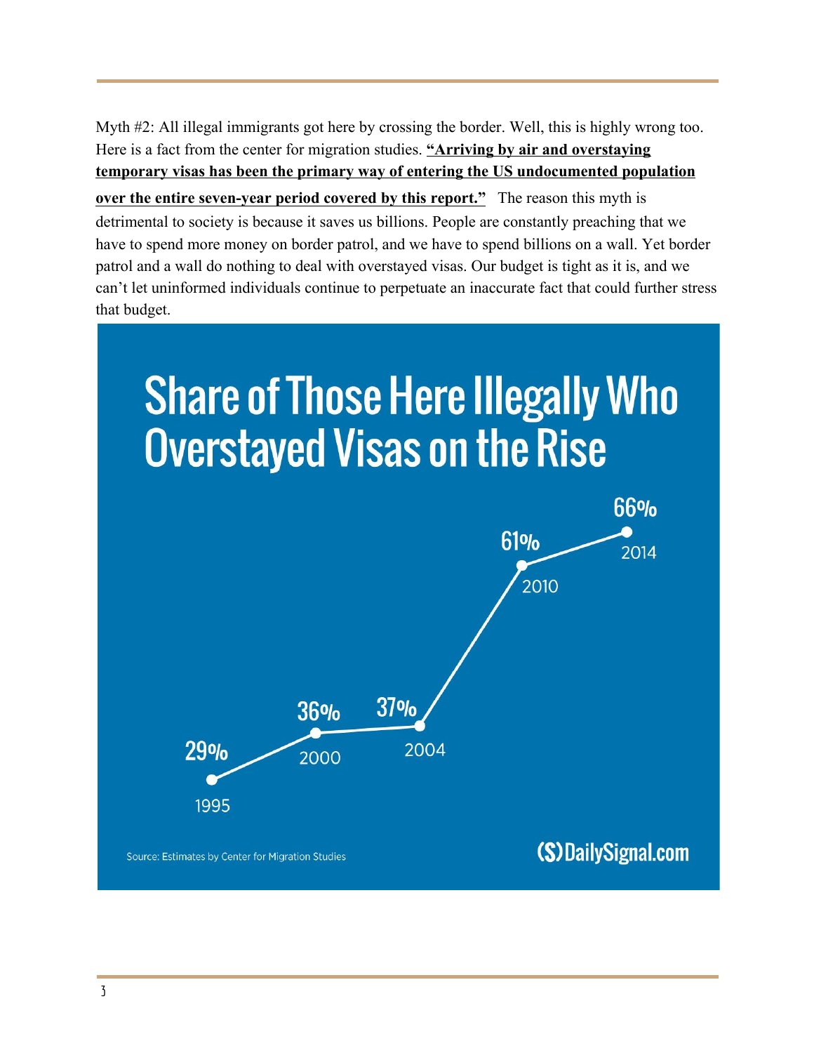Myth #2: All illegal immigrants got here by crossing the border. Well, this is highly wrong too. Here is a fact from the center for migration studies. **"Arriving by air and overstaying temporary visas has been the primary way of entering the US undocumented population over the entire seven-year period covered by this report."** The reason this myth is detrimental to society is because it saves us billions. People are constantly preaching that we have to spend more money on border patrol, and we have to spend billions on a wall. Yet border patrol and a wall do nothing to deal with overstayed visas. Our budget is tight as it is, and we can't let uninformed individuals continue to perpetuate an inaccurate fact that could further stress that budget.

## Share of Those Here Illegally Who Overstayed Visas on the Rise

| Year | Share |
|---|---|
| 1995 | 29% |
| 2000 | 36% |
| 2004 | 37% |
| 2010 | 61% |
| 2014 | 66% |

Source: Estimates by Center for Migration Studies

(S) DailySignal.com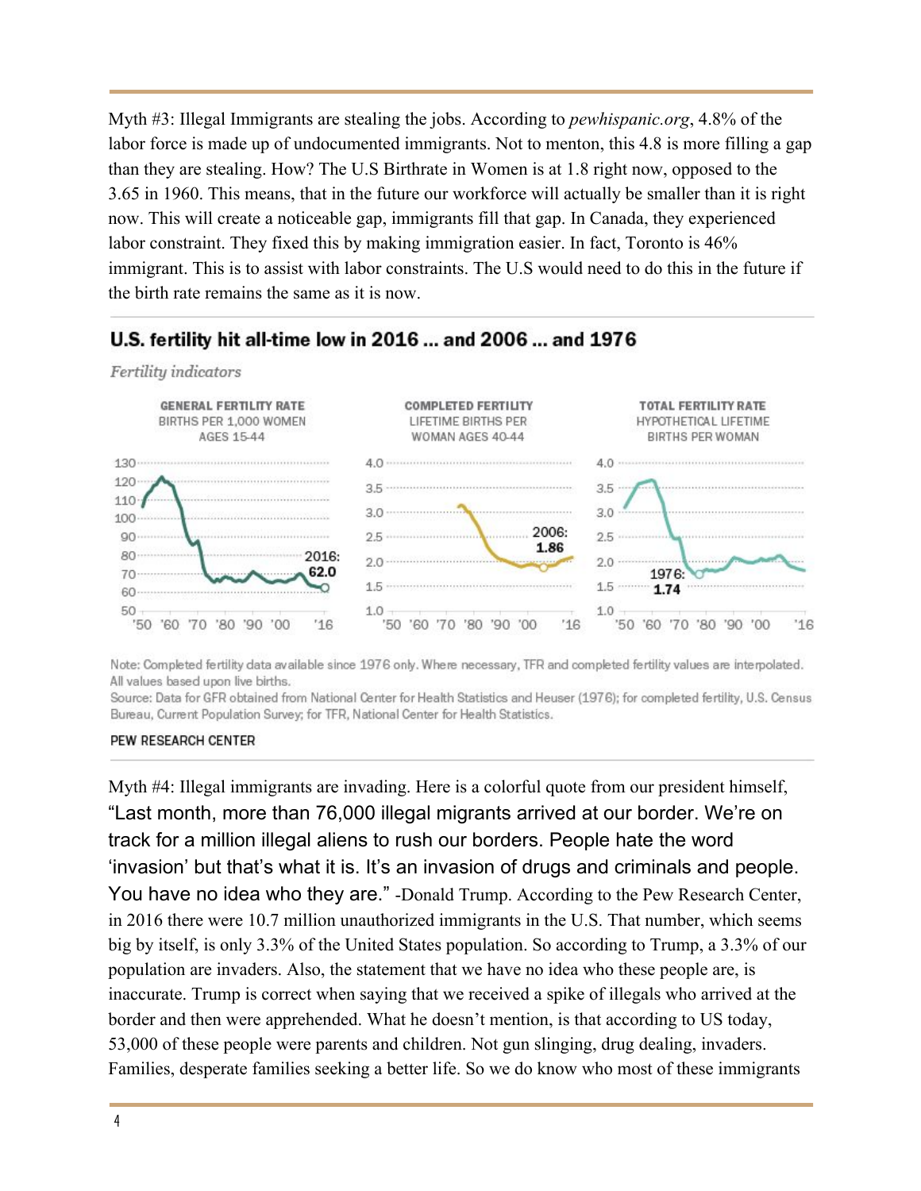Myth #3: Illegal Immigrants are stealing the jobs. According to *pewhispanic.org*, 4.8% of the labor force is made up of undocumented immigrants. Not to menton, this 4.8 is more filling a gap than they are stealing. How? The U.S Birthrate in Women is at 1.8 right now, opposed to the 3.65 in 1960. This means, that in the future our workforce will actually be smaller than it is right now. This will create a noticeable gap, immigrants fill that gap. In Canada, they experienced labor constraint. They fixed this by making immigration easier. In fact, Toronto is 46% immigrant. This is to assist with labor constraints. The U.S would need to do this in the future if the birth rate remains the same as it is now.

**U.S. fertility hit all-time low in 2016 ... and 2006 ... and 1976**

*Fertility indicators*

GENERAL FERTILITY RATE — BIRTHS PER 1,000 WOMEN AGES 15-44 (2016: 62.0)

COMPLETED FERTILITY — LIFETIME BIRTHS PER WOMAN AGES 40-44 (2006: 1.86)

TOTAL FERTILITY RATE — HYPOTHETICAL LIFETIME BIRTHS PER WOMAN (1976: 1.74)

Note: Completed fertility data available since 1976 only. Where necessary, TFR and completed fertility values are interpolated. All values based upon live births.
Source: Data for GFR obtained from National Center for Health Statistics and Heuser (1976); for completed fertility, U.S. Census Bureau, Current Population Survey; for TFR, National Center for Health Statistics.

PEW RESEARCH CENTER

Myth #4: Illegal immigrants are invading. Here is a colorful quote from our president himself, "Last month, more than 76,000 illegal migrants arrived at our border. We're on track for a million illegal aliens to rush our borders. People hate the word 'invasion' but that's what it is. It's an invasion of drugs and criminals and people. You have no idea who they are." -Donald Trump. According to the Pew Research Center, in 2016 there were 10.7 million unauthorized immigrants in the U.S. That number, which seems big by itself, is only 3.3% of the United States population. So according to Trump, a 3.3% of our population are invaders. Also, the statement that we have no idea who these people are, is inaccurate. Trump is correct when saying that we received a spike of illegals who arrived at the border and then were apprehended. What he doesn't mention, is that according to US today, 53,000 of these people were parents and children. Not gun slinging, drug dealing, invaders. Families, desperate families seeking a better life. So we do know who most of these immigrants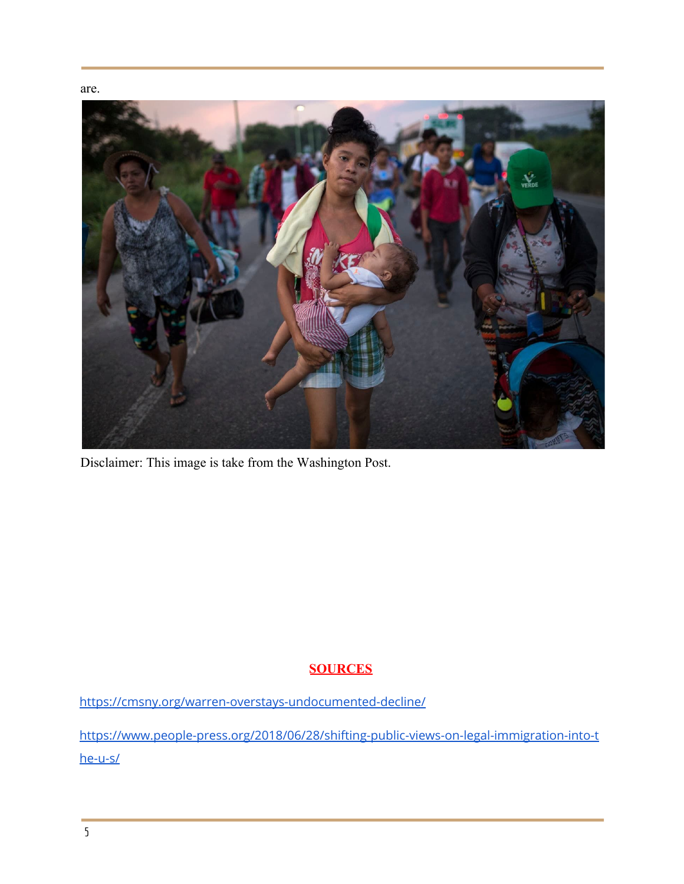are.

Disclaimer: This image is take from the Washington Post.

**SOURCES**

https://cmsny.org/warren-overstays-undocumented-decline/

https://www.people-press.org/2018/06/28/shifting-public-views-on-legal-immigration-into-the-u-s/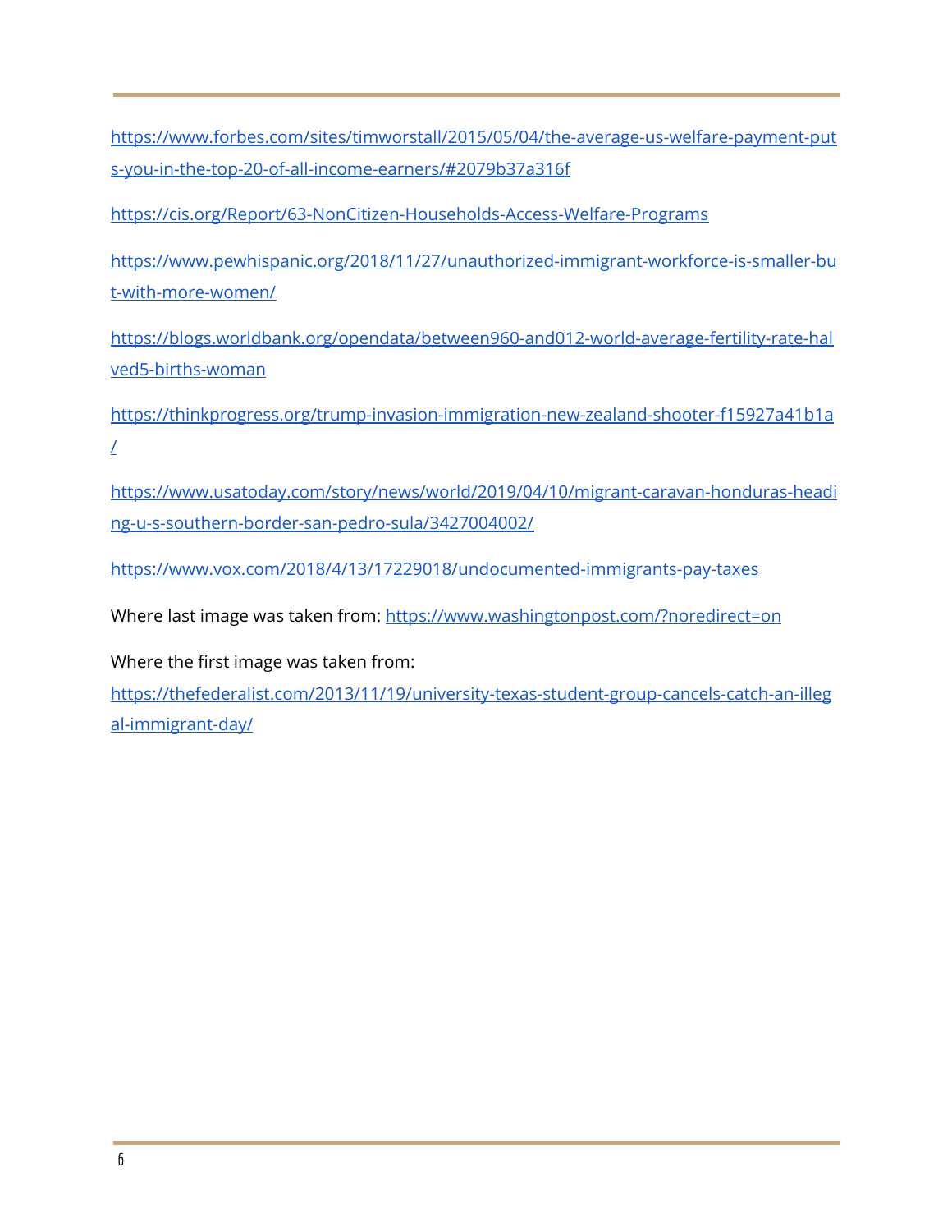https://www.forbes.com/sites/timworstall/2015/05/04/the-average-us-welfare-payment-puts-you-in-the-top-20-of-all-income-earners/#2079b37a316f

https://cis.org/Report/63-NonCitizen-Households-Access-Welfare-Programs

https://www.pewhispanic.org/2018/11/27/unauthorized-immigrant-workforce-is-smaller-but-with-more-women/

https://blogs.worldbank.org/opendata/between960-and012-world-average-fertility-rate-halved5-births-woman

https://thinkprogress.org/trump-invasion-immigration-new-zealand-shooter-f15927a41b1a/

https://www.usatoday.com/story/news/world/2019/04/10/migrant-caravan-honduras-heading-u-s-southern-border-san-pedro-sula/3427004002/

https://www.vox.com/2018/4/13/17229018/undocumented-immigrants-pay-taxes

Where last image was taken from: https://www.washingtonpost.com/?noredirect=on

Where the first image was taken from: https://thefederalist.com/2013/11/19/university-texas-student-group-cancels-catch-an-illegal-immigrant-day/